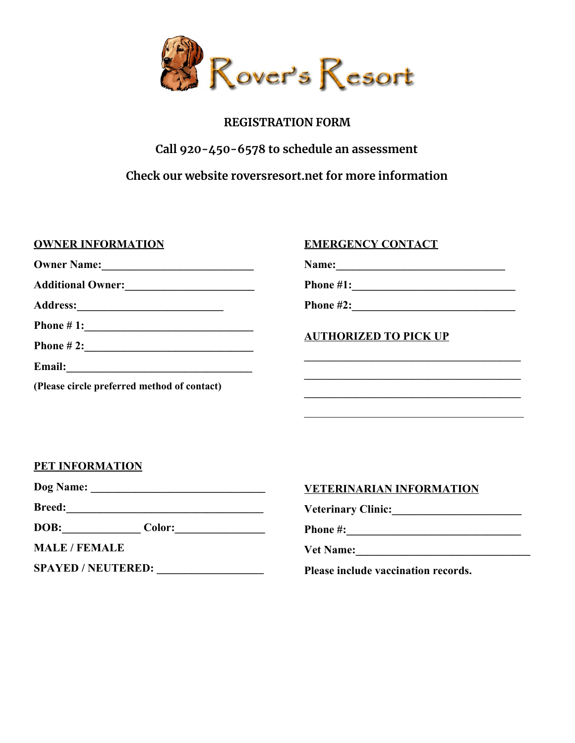# Rover's Resort

**REGISTRATION FORM**

**Call 920-450-6578 to schedule an assessment**

**Check our website roversresort.net for more information**

## OWNER INFORMATION

**Owner Name:**____________________________

**Additional Owner:**________________________

**Address:**___________________________

**Phone # 1:**_______________________________

**Phone # 2:**_______________________________

**Email:**___________________________________

**(Please circle preferred method of contact)**

## EMERGENCY CONTACT

**Name:**_______________________________

**Phone #1:**______________________________

**Phone #2:**______________________________

## AUTHORIZED TO PICK UP

________________________________________

________________________________________

________________________________________

________________________________________

## PET INFORMATION

**Dog Name:** ________________________________

**Breed:**____________________________________

**DOB:**______________ **Color:**________________

**MALE / FEMALE**

**SPAYED / NEUTERED:** ___________________

## VETERINARIAN INFORMATION

**Veterinary Clinic:**________________________

**Phone #:**_________________________________

**Vet Name:**________________________________

**Please include vaccination records.**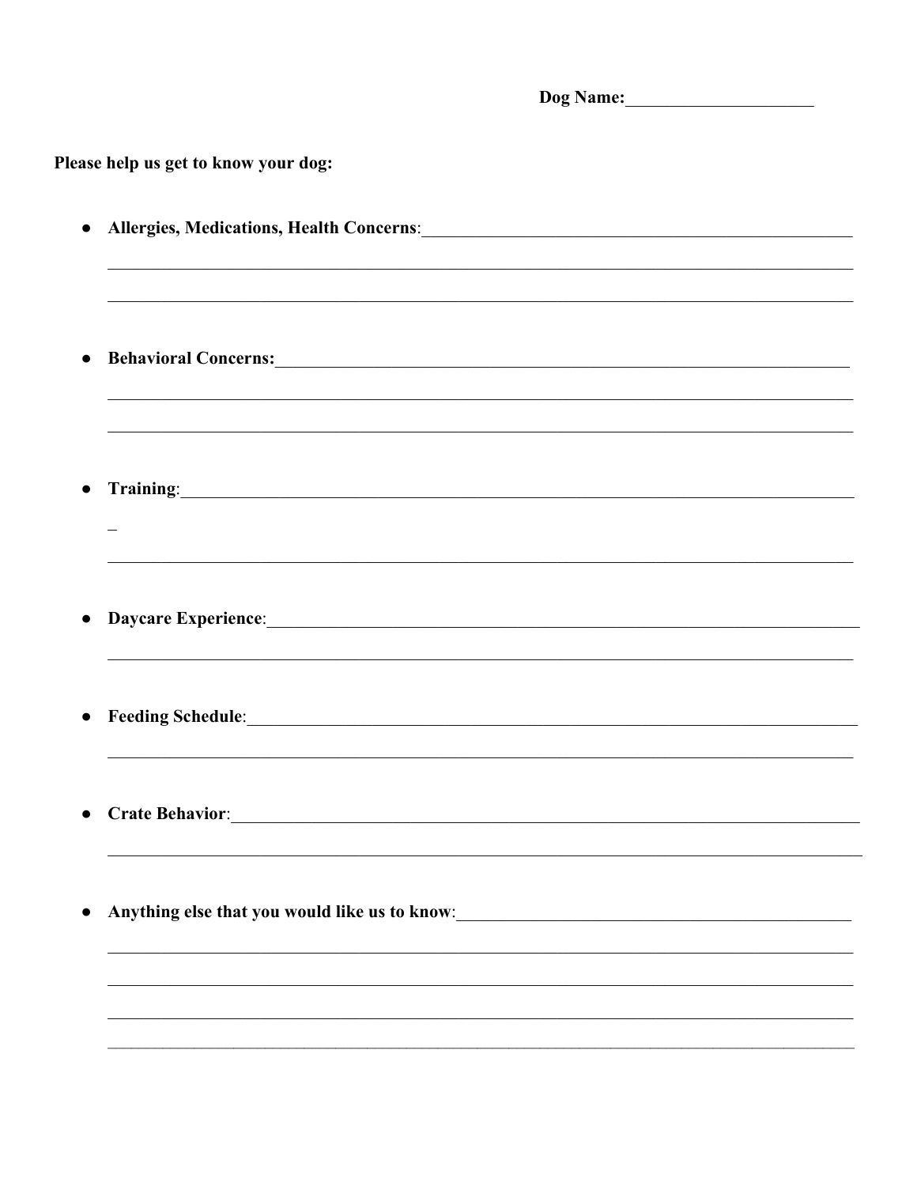**Dog Name:**_____________________

**Please help us get to know your dog:**

- **Allergies, Medications, Health Concerns**:_______________________________________________
_____________________________________________________________________________
_____________________________________________________________________________

- **Behavioral Concerns:**______________________________________________________________
_____________________________________________________________________________
_____________________________________________________________________________

- **Training**:___________________________________________________________________________
_
_____________________________________________________________________________

- **Daycare Experience**:________________________________________________________________
_____________________________________________________________________________

- **Feeding Schedule**:__________________________________________________________________
_____________________________________________________________________________

- **Crate Behavior**:____________________________________________________________________
_____________________________________________________________________________

- **Anything else that you would like us to know**:___________________________________________
_____________________________________________________________________________
_____________________________________________________________________________
_____________________________________________________________________________
_____________________________________________________________________________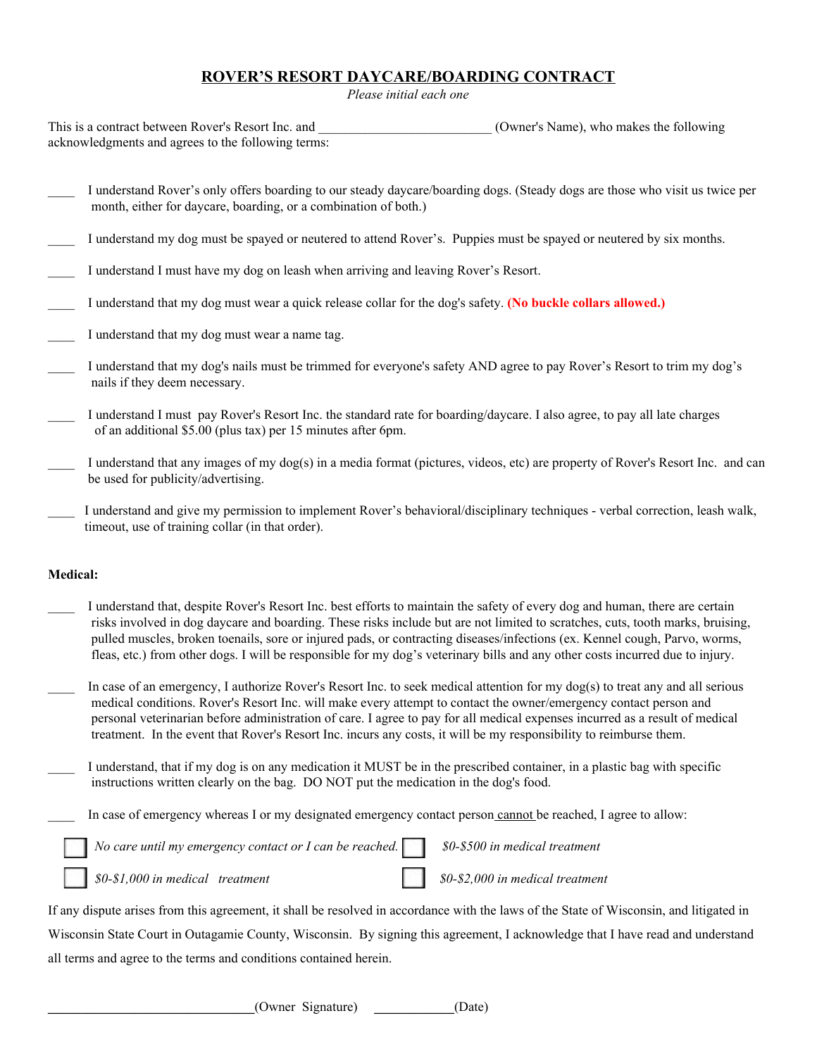# ROVER'S RESORT DAYCARE/BOARDING CONTRACT

*Please initial each one*

This is a contract between Rover's Resort Inc. and ___________________________ (Owner's Name), who makes the following acknowledgments and agrees to the following terms:

____ I understand Rover's only offers boarding to our steady daycare/boarding dogs. (Steady dogs are those who visit us twice per month, either for daycare, boarding, or a combination of both.)

____ I understand my dog must be spayed or neutered to attend Rover's. Puppies must be spayed or neutered by six months.

____ I understand I must have my dog on leash when arriving and leaving Rover's Resort.

____ I understand that my dog must wear a quick release collar for the dog's safety. **(No buckle collars allowed.)**

____ I understand that my dog must wear a name tag.

____ I understand that my dog's nails must be trimmed for everyone's safety AND agree to pay Rover's Resort to trim my dog's nails if they deem necessary.

____ I understand I must pay Rover's Resort Inc. the standard rate for boarding/daycare. I also agree, to pay all late charges of an additional $5.00 (plus tax) per 15 minutes after 6pm.

____ I understand that any images of my dog(s) in a media format (pictures, videos, etc) are property of Rover's Resort Inc. and can be used for publicity/advertising.

____ I understand and give my permission to implement Rover's behavioral/disciplinary techniques - verbal correction, leash walk, timeout, use of training collar (in that order).

**Medical:**

____ I understand that, despite Rover's Resort Inc. best efforts to maintain the safety of every dog and human, there are certain risks involved in dog daycare and boarding. These risks include but are not limited to scratches, cuts, tooth marks, bruising, pulled muscles, broken toenails, sore or injured pads, or contracting diseases/infections (ex. Kennel cough, Parvo, worms, fleas, etc.) from other dogs. I will be responsible for my dog's veterinary bills and any other costs incurred due to injury.

____ In case of an emergency, I authorize Rover's Resort Inc. to seek medical attention for my dog(s) to treat any and all serious medical conditions. Rover's Resort Inc. will make every attempt to contact the owner/emergency contact person and personal veterinarian before administration of care. I agree to pay for all medical expenses incurred as a result of medical treatment. In the event that Rover's Resort Inc. incurs any costs, it will be my responsibility to reimburse them.

____ I understand, that if my dog is on any medication it MUST be in the prescribed container, in a plastic bag with specific instructions written clearly on the bag. DO NOT put the medication in the dog's food.

____ In case of emergency whereas I or my designated emergency contact person cannot be reached, I agree to allow:

☐ *No care until my emergency contact or I can be reached.* ☐ *$0-$500 in medical treatment*

☐ *$0-$1,000 in medical treatment* ☐ *$0-$2,000 in medical treatment*

If any dispute arises from this agreement, it shall be resolved in accordance with the laws of the State of Wisconsin, and litigated in Wisconsin State Court in Outagamie County, Wisconsin. By signing this agreement, I acknowledge that I have read and understand all terms and agree to the terms and conditions contained herein.

______________________________(Owner Signature) ____________(Date)